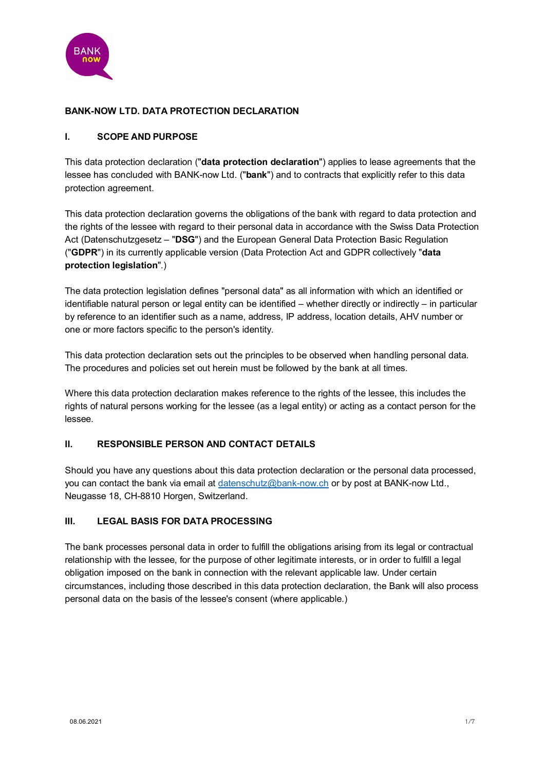# BANK-NOW LTD. DATA PROTECTION DECLARATION

## I. SCOPE AND PURPOSE

This data protection declaration ("**data protection declaration**") applies to lease agreements that the lessee has concluded with BANK-now Ltd. ("**bank**") and to contracts that explicitly refer to this data protection agreement.

This data protection declaration governs the obligations of the bank with regard to data protection and the rights of the lessee with regard to their personal data in accordance with the Swiss Data Protection Act (Datenschutzgesetz – "**DSG**") and the European General Data Protection Basic Regulation ("**GDPR**") in its currently applicable version (Data Protection Act and GDPR collectively "**data protection legislation**".)

The data protection legislation defines "personal data" as all information with which an identified or identifiable natural person or legal entity can be identified – whether directly or indirectly – in particular by reference to an identifier such as a name, address, IP address, location details, AHV number or one or more factors specific to the person's identity.

This data protection declaration sets out the principles to be observed when handling personal data. The procedures and policies set out herein must be followed by the bank at all times.

Where this data protection declaration makes reference to the rights of the lessee, this includes the rights of natural persons working for the lessee (as a legal entity) or acting as a contact person for the lessee.

## II. RESPONSIBLE PERSON AND CONTACT DETAILS

Should you have any questions about this data protection declaration or the personal data processed, you can contact the bank via email at datenschutz@bank-now.ch or by post at BANK-now Ltd., Neugasse 18, CH-8810 Horgen, Switzerland.

## III. LEGAL BASIS FOR DATA PROCESSING

The bank processes personal data in order to fulfill the obligations arising from its legal or contractual relationship with the lessee, for the purpose of other legitimate interests, or in order to fulfill a legal obligation imposed on the bank in connection with the relevant applicable law. Under certain circumstances, including those described in this data protection declaration, the Bank will also process personal data on the basis of the lessee's consent (where applicable.)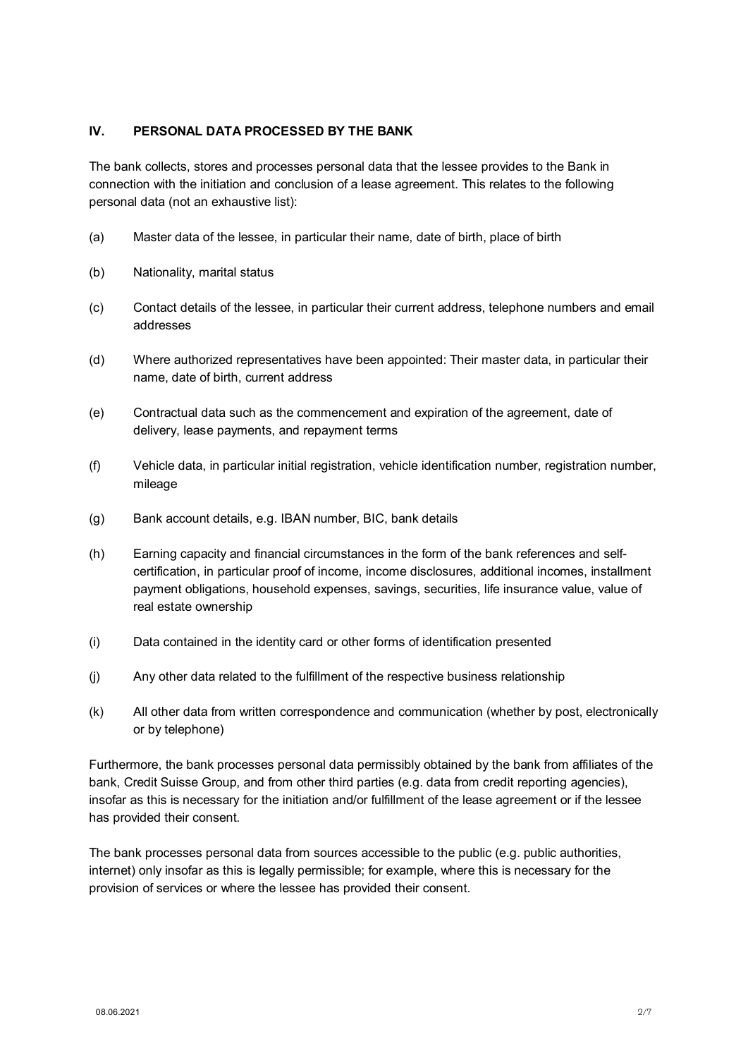## IV. PERSONAL DATA PROCESSED BY THE BANK

The bank collects, stores and processes personal data that the lessee provides to the Bank in connection with the initiation and conclusion of a lease agreement. This relates to the following personal data (not an exhaustive list):

(a) Master data of the lessee, in particular their name, date of birth, place of birth

(b) Nationality, marital status

(c) Contact details of the lessee, in particular their current address, telephone numbers and email addresses

(d) Where authorized representatives have been appointed: Their master data, in particular their name, date of birth, current address

(e) Contractual data such as the commencement and expiration of the agreement, date of delivery, lease payments, and repayment terms

(f) Vehicle data, in particular initial registration, vehicle identification number, registration number, mileage

(g) Bank account details, e.g. IBAN number, BIC, bank details

(h) Earning capacity and financial circumstances in the form of the bank references and self-certification, in particular proof of income, income disclosures, additional incomes, installment payment obligations, household expenses, savings, securities, life insurance value, value of real estate ownership

(i) Data contained in the identity card or other forms of identification presented

(j) Any other data related to the fulfillment of the respective business relationship

(k) All other data from written correspondence and communication (whether by post, electronically or by telephone)

Furthermore, the bank processes personal data permissibly obtained by the bank from affiliates of the bank, Credit Suisse Group, and from other third parties (e.g. data from credit reporting agencies), insofar as this is necessary for the initiation and/or fulfillment of the lease agreement or if the lessee has provided their consent.

The bank processes personal data from sources accessible to the public (e.g. public authorities, internet) only insofar as this is legally permissible; for example, where this is necessary for the provision of services or where the lessee has provided their consent.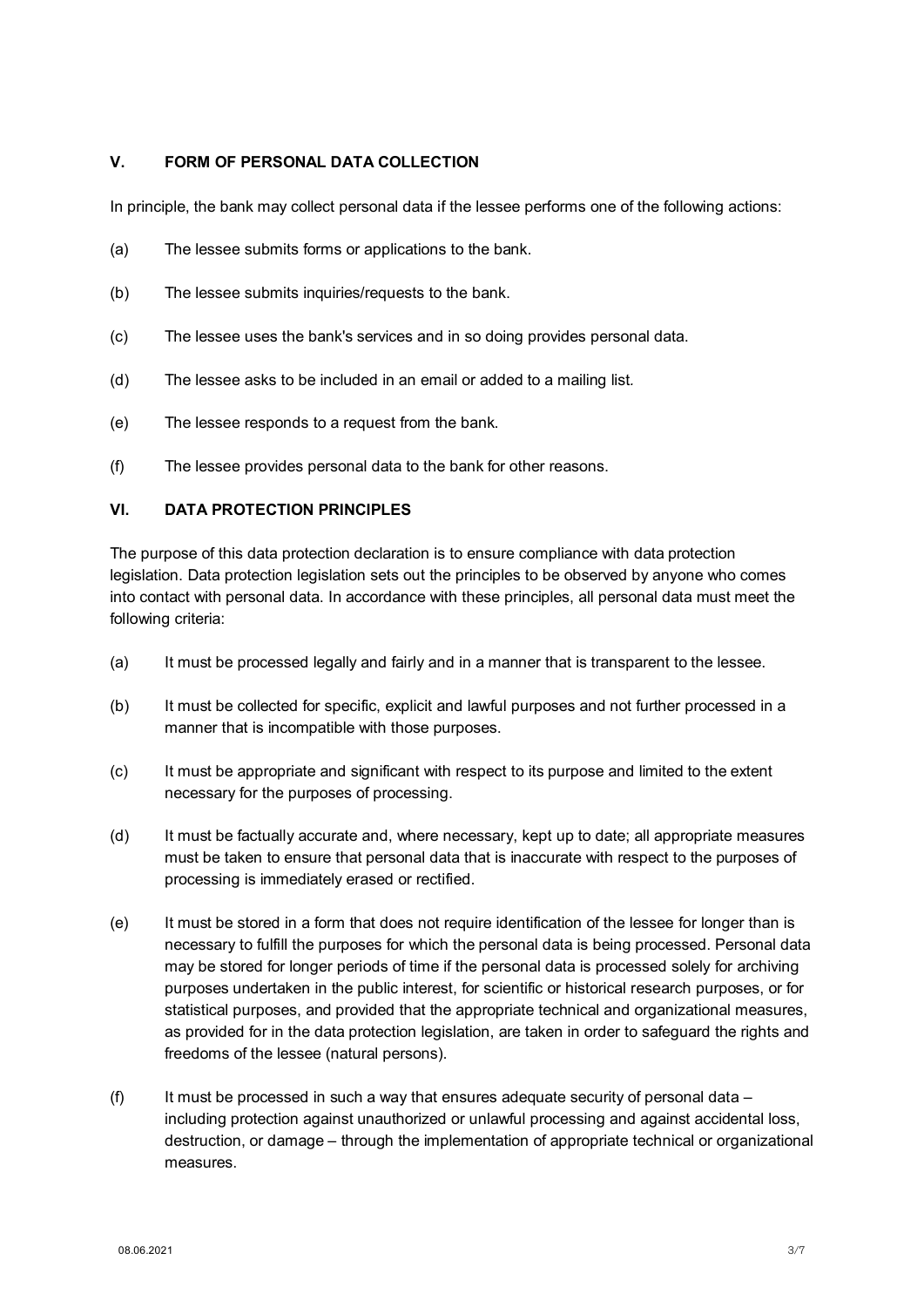## V. FORM OF PERSONAL DATA COLLECTION

In principle, the bank may collect personal data if the lessee performs one of the following actions:

(a) The lessee submits forms or applications to the bank.

(b) The lessee submits inquiries/requests to the bank.

(c) The lessee uses the bank's services and in so doing provides personal data.

(d) The lessee asks to be included in an email or added to a mailing list.

(e) The lessee responds to a request from the bank.

(f) The lessee provides personal data to the bank for other reasons.

## VI. DATA PROTECTION PRINCIPLES

The purpose of this data protection declaration is to ensure compliance with data protection legislation. Data protection legislation sets out the principles to be observed by anyone who comes into contact with personal data. In accordance with these principles, all personal data must meet the following criteria:

(a) It must be processed legally and fairly and in a manner that is transparent to the lessee.

(b) It must be collected for specific, explicit and lawful purposes and not further processed in a manner that is incompatible with those purposes.

(c) It must be appropriate and significant with respect to its purpose and limited to the extent necessary for the purposes of processing.

(d) It must be factually accurate and, where necessary, kept up to date; all appropriate measures must be taken to ensure that personal data that is inaccurate with respect to the purposes of processing is immediately erased or rectified.

(e) It must be stored in a form that does not require identification of the lessee for longer than is necessary to fulfill the purposes for which the personal data is being processed. Personal data may be stored for longer periods of time if the personal data is processed solely for archiving purposes undertaken in the public interest, for scientific or historical research purposes, or for statistical purposes, and provided that the appropriate technical and organizational measures, as provided for in the data protection legislation, are taken in order to safeguard the rights and freedoms of the lessee (natural persons).

(f) It must be processed in such a way that ensures adequate security of personal data – including protection against unauthorized or unlawful processing and against accidental loss, destruction, or damage – through the implementation of appropriate technical or organizational measures.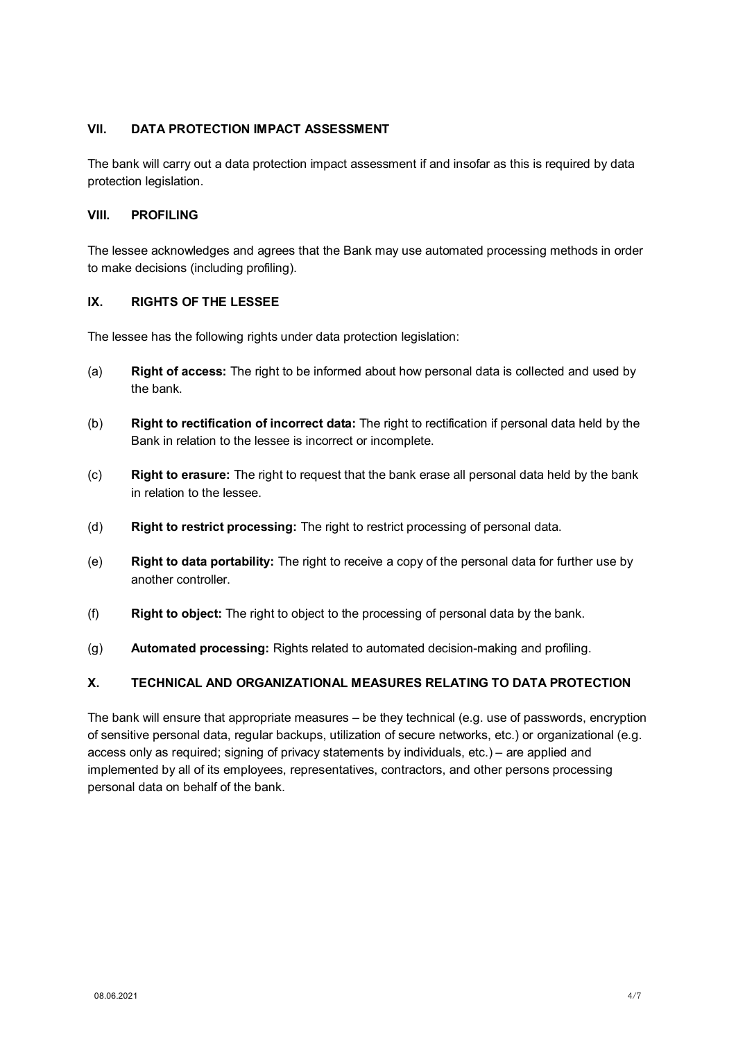## VII. DATA PROTECTION IMPACT ASSESSMENT

The bank will carry out a data protection impact assessment if and insofar as this is required by data protection legislation.

## VIII. PROFILING

The lessee acknowledges and agrees that the Bank may use automated processing methods in order to make decisions (including profiling).

## IX. RIGHTS OF THE LESSEE

The lessee has the following rights under data protection legislation:

(a) **Right of access:** The right to be informed about how personal data is collected and used by the bank.

(b) **Right to rectification of incorrect data:** The right to rectification if personal data held by the Bank in relation to the lessee is incorrect or incomplete.

(c) **Right to erasure:** The right to request that the bank erase all personal data held by the bank in relation to the lessee.

(d) **Right to restrict processing:** The right to restrict processing of personal data.

(e) **Right to data portability:** The right to receive a copy of the personal data for further use by another controller.

(f) **Right to object:** The right to object to the processing of personal data by the bank.

(g) **Automated processing:** Rights related to automated decision-making and profiling.

## X. TECHNICAL AND ORGANIZATIONAL MEASURES RELATING TO DATA PROTECTION

The bank will ensure that appropriate measures – be they technical (e.g. use of passwords, encryption of sensitive personal data, regular backups, utilization of secure networks, etc.) or organizational (e.g. access only as required; signing of privacy statements by individuals, etc.) – are applied and implemented by all of its employees, representatives, contractors, and other persons processing personal data on behalf of the bank.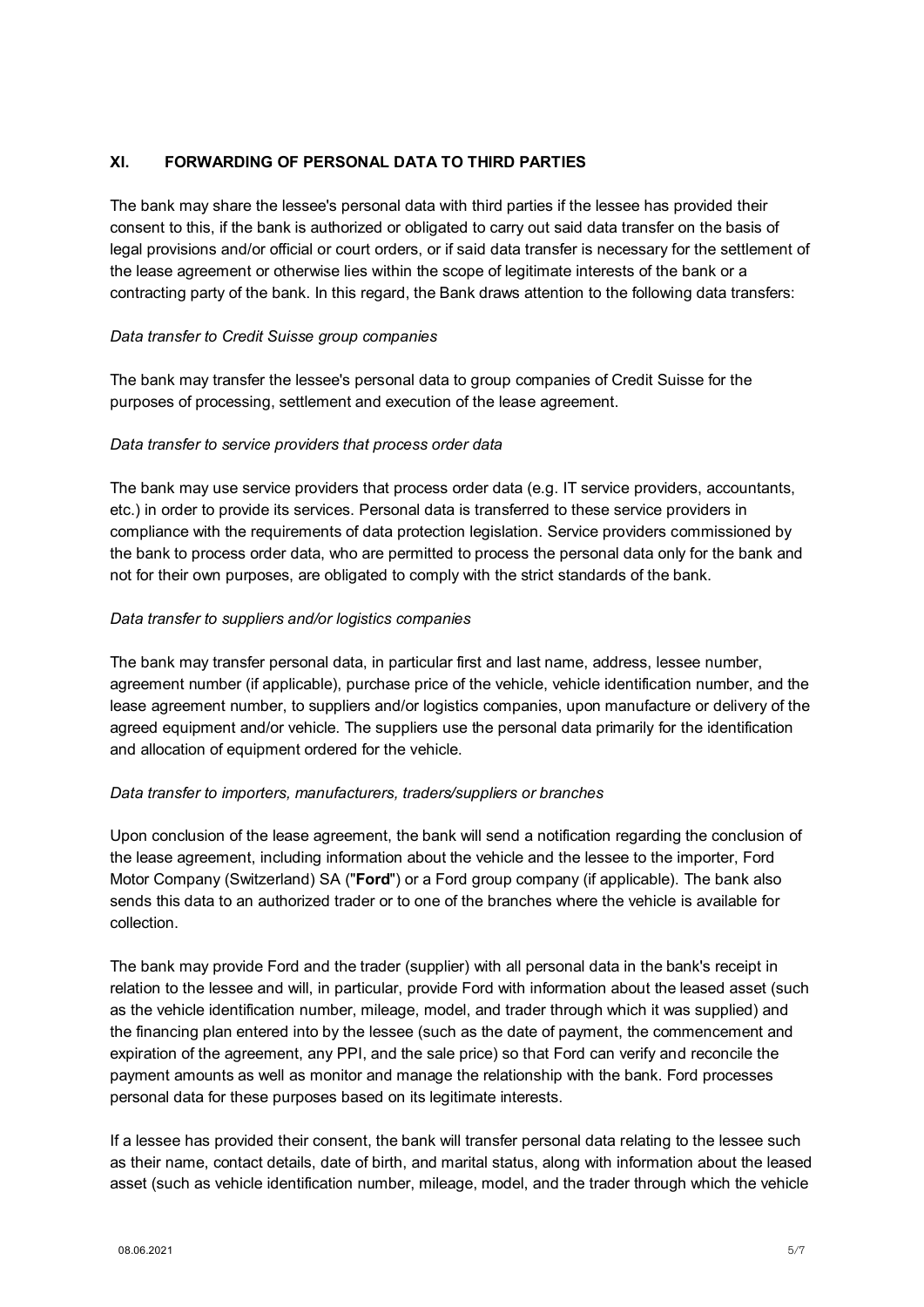## XI. FORWARDING OF PERSONAL DATA TO THIRD PARTIES

The bank may share the lessee's personal data with third parties if the lessee has provided their consent to this, if the bank is authorized or obligated to carry out said data transfer on the basis of legal provisions and/or official or court orders, or if said data transfer is necessary for the settlement of the lease agreement or otherwise lies within the scope of legitimate interests of the bank or a contracting party of the bank. In this regard, the Bank draws attention to the following data transfers:

*Data transfer to Credit Suisse group companies*

The bank may transfer the lessee's personal data to group companies of Credit Suisse for the purposes of processing, settlement and execution of the lease agreement.

*Data transfer to service providers that process order data*

The bank may use service providers that process order data (e.g. IT service providers, accountants, etc.) in order to provide its services. Personal data is transferred to these service providers in compliance with the requirements of data protection legislation. Service providers commissioned by the bank to process order data, who are permitted to process the personal data only for the bank and not for their own purposes, are obligated to comply with the strict standards of the bank.

*Data transfer to suppliers and/or logistics companies*

The bank may transfer personal data, in particular first and last name, address, lessee number, agreement number (if applicable), purchase price of the vehicle, vehicle identification number, and the lease agreement number, to suppliers and/or logistics companies, upon manufacture or delivery of the agreed equipment and/or vehicle. The suppliers use the personal data primarily for the identification and allocation of equipment ordered for the vehicle.

*Data transfer to importers, manufacturers, traders/suppliers or branches*

Upon conclusion of the lease agreement, the bank will send a notification regarding the conclusion of the lease agreement, including information about the vehicle and the lessee to the importer, Ford Motor Company (Switzerland) SA ("**Ford**") or a Ford group company (if applicable). The bank also sends this data to an authorized trader or to one of the branches where the vehicle is available for collection.

The bank may provide Ford and the trader (supplier) with all personal data in the bank's receipt in relation to the lessee and will, in particular, provide Ford with information about the leased asset (such as the vehicle identification number, mileage, model, and trader through which it was supplied) and the financing plan entered into by the lessee (such as the date of payment, the commencement and expiration of the agreement, any PPI, and the sale price) so that Ford can verify and reconcile the payment amounts as well as monitor and manage the relationship with the bank. Ford processes personal data for these purposes based on its legitimate interests.

If a lessee has provided their consent, the bank will transfer personal data relating to the lessee such as their name, contact details, date of birth, and marital status, along with information about the leased asset (such as vehicle identification number, mileage, model, and the trader through which the vehicle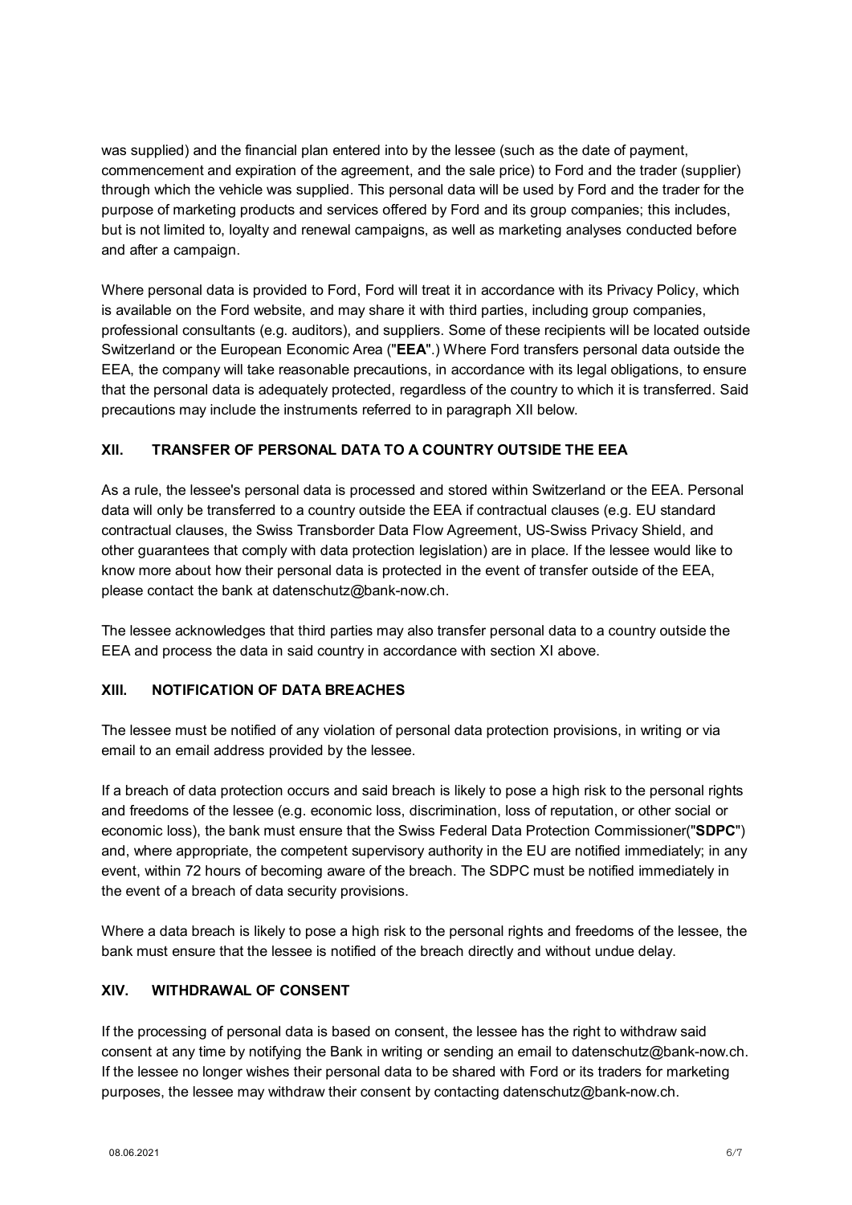was supplied) and the financial plan entered into by the lessee (such as the date of payment, commencement and expiration of the agreement, and the sale price) to Ford and the trader (supplier) through which the vehicle was supplied. This personal data will be used by Ford and the trader for the purpose of marketing products and services offered by Ford and its group companies; this includes, but is not limited to, loyalty and renewal campaigns, as well as marketing analyses conducted before and after a campaign.

Where personal data is provided to Ford, Ford will treat it in accordance with its Privacy Policy, which is available on the Ford website, and may share it with third parties, including group companies, professional consultants (e.g. auditors), and suppliers. Some of these recipients will be located outside Switzerland or the European Economic Area ("**EEA**".) Where Ford transfers personal data outside the EEA, the company will take reasonable precautions, in accordance with its legal obligations, to ensure that the personal data is adequately protected, regardless of the country to which it is transferred. Said precautions may include the instruments referred to in paragraph XII below.

## XII. TRANSFER OF PERSONAL DATA TO A COUNTRY OUTSIDE THE EEA

As a rule, the lessee's personal data is processed and stored within Switzerland or the EEA. Personal data will only be transferred to a country outside the EEA if contractual clauses (e.g. EU standard contractual clauses, the Swiss Transborder Data Flow Agreement, US-Swiss Privacy Shield, and other guarantees that comply with data protection legislation) are in place. If the lessee would like to know more about how their personal data is protected in the event of transfer outside of the EEA, please contact the bank at datenschutz@bank-now.ch.

The lessee acknowledges that third parties may also transfer personal data to a country outside the EEA and process the data in said country in accordance with section XI above.

## XIII. NOTIFICATION OF DATA BREACHES

The lessee must be notified of any violation of personal data protection provisions, in writing or via email to an email address provided by the lessee.

If a breach of data protection occurs and said breach is likely to pose a high risk to the personal rights and freedoms of the lessee (e.g. economic loss, discrimination, loss of reputation, or other social or economic loss), the bank must ensure that the Swiss Federal Data Protection Commissioner("**SDPC**") and, where appropriate, the competent supervisory authority in the EU are notified immediately; in any event, within 72 hours of becoming aware of the breach. The SDPC must be notified immediately in the event of a breach of data security provisions.

Where a data breach is likely to pose a high risk to the personal rights and freedoms of the lessee, the bank must ensure that the lessee is notified of the breach directly and without undue delay.

## XIV. WITHDRAWAL OF CONSENT

If the processing of personal data is based on consent, the lessee has the right to withdraw said consent at any time by notifying the Bank in writing or sending an email to datenschutz@bank-now.ch. If the lessee no longer wishes their personal data to be shared with Ford or its traders for marketing purposes, the lessee may withdraw their consent by contacting datenschutz@bank-now.ch.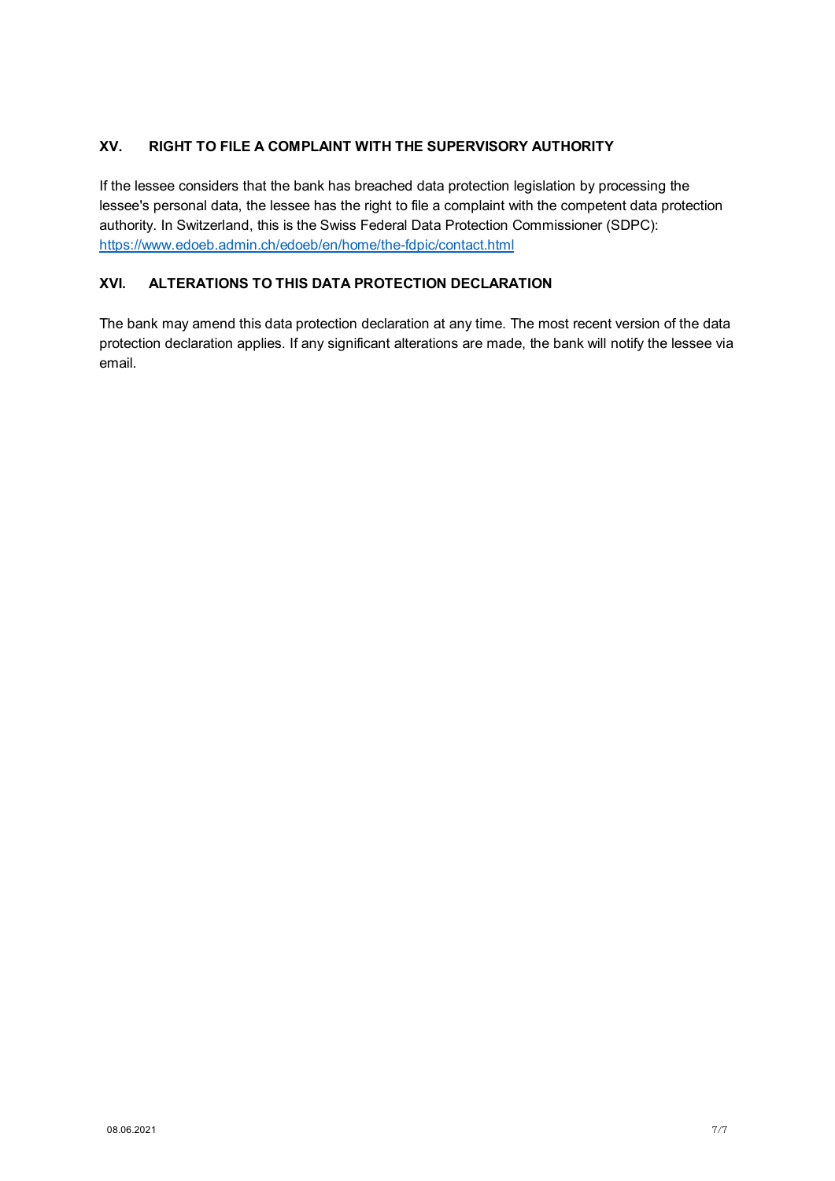## XV. RIGHT TO FILE A COMPLAINT WITH THE SUPERVISORY AUTHORITY

If the lessee considers that the bank has breached data protection legislation by processing the lessee's personal data, the lessee has the right to file a complaint with the competent data protection authority. In Switzerland, this is the Swiss Federal Data Protection Commissioner (SDPC): https://www.edoeb.admin.ch/edoeb/en/home/the-fdpic/contact.html

## XVI. ALTERATIONS TO THIS DATA PROTECTION DECLARATION

The bank may amend this data protection declaration at any time. The most recent version of the data protection declaration applies. If any significant alterations are made, the bank will notify the lessee via email.